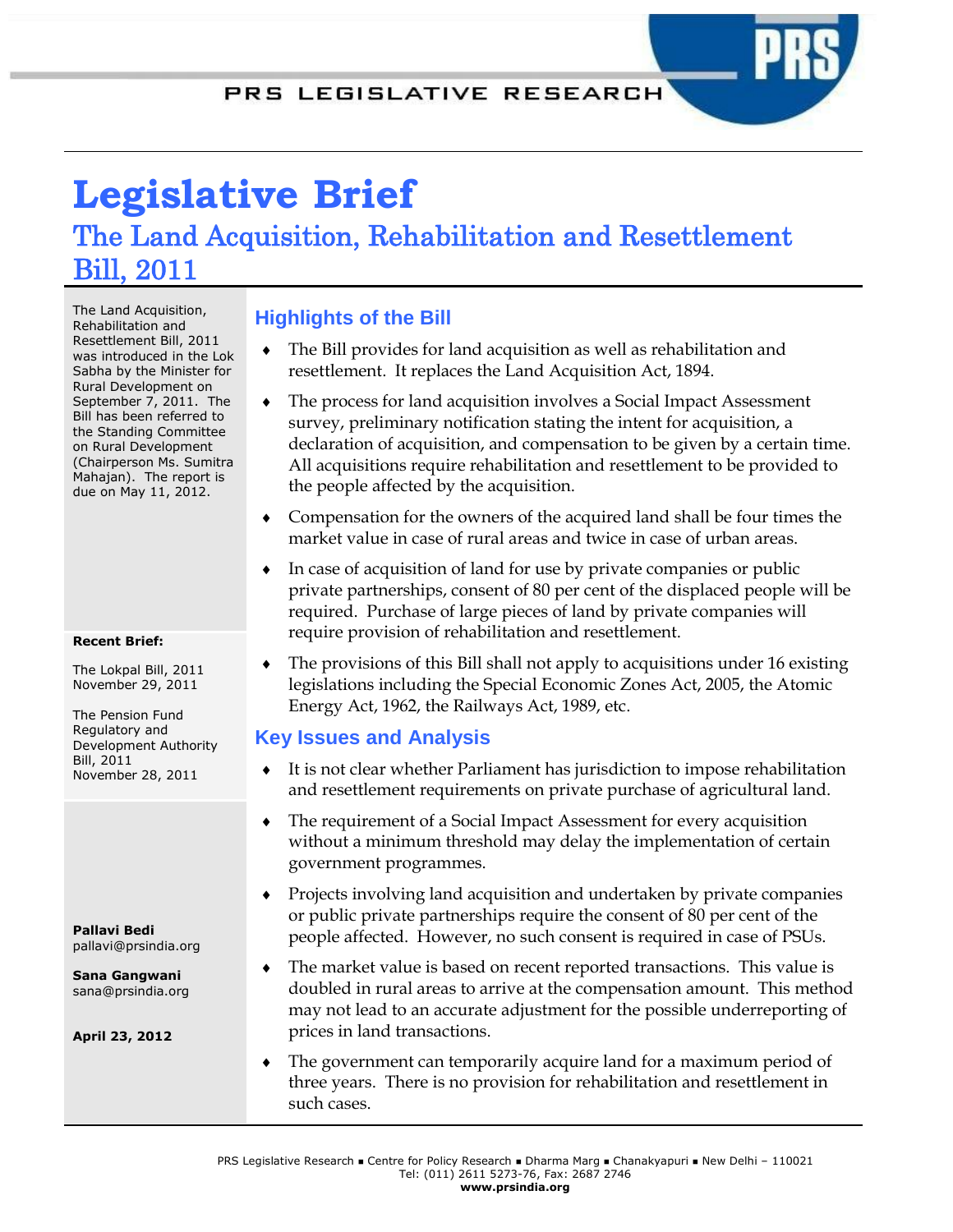# Legislative Brief

## The Land Acquisition, Rehabilitation and Resettlement Bill, 2011

The Land Acquisition, Rehabilitation and Resettlement Bill, 2011 was introduced in the Lok Sabha by the Minister for Rural Development on September 7, 2011. The Bill has been referred to the Standing Committee on Rural Development (Chairperson Ms. Sumitra Mahajan). The report is due on May 11, 2012.

**Recent Brief:**

The Lokpal Bill, 2011
November 29, 2011

The Pension Fund Regulatory and Development Authority Bill, 2011
November 28, 2011

**Pallavi Bedi**
pallavi@prsindia.org

**Sana Gangwani**
sana@prsindia.org

**April 23, 2012**

### Highlights of the Bill

- The Bill provides for land acquisition as well as rehabilitation and resettlement. It replaces the Land Acquisition Act, 1894.
- The process for land acquisition involves a Social Impact Assessment survey, preliminary notification stating the intent for acquisition, a declaration of acquisition, and compensation to be given by a certain time. All acquisitions require rehabilitation and resettlement to be provided to the people affected by the acquisition.
- Compensation for the owners of the acquired land shall be four times the market value in case of rural areas and twice in case of urban areas.
- In case of acquisition of land for use by private companies or public private partnerships, consent of 80 per cent of the displaced people will be required. Purchase of large pieces of land by private companies will require provision of rehabilitation and resettlement.
- The provisions of this Bill shall not apply to acquisitions under 16 existing legislations including the Special Economic Zones Act, 2005, the Atomic Energy Act, 1962, the Railways Act, 1989, etc.

### Key Issues and Analysis

- It is not clear whether Parliament has jurisdiction to impose rehabilitation and resettlement requirements on private purchase of agricultural land.
- The requirement of a Social Impact Assessment for every acquisition without a minimum threshold may delay the implementation of certain government programmes.
- Projects involving land acquisition and undertaken by private companies or public private partnerships require the consent of 80 per cent of the people affected. However, no such consent is required in case of PSUs.
- The market value is based on recent reported transactions. This value is doubled in rural areas to arrive at the compensation amount. This method may not lead to an accurate adjustment for the possible underreporting of prices in land transactions.
- The government can temporarily acquire land for a maximum period of three years. There is no provision for rehabilitation and resettlement in such cases.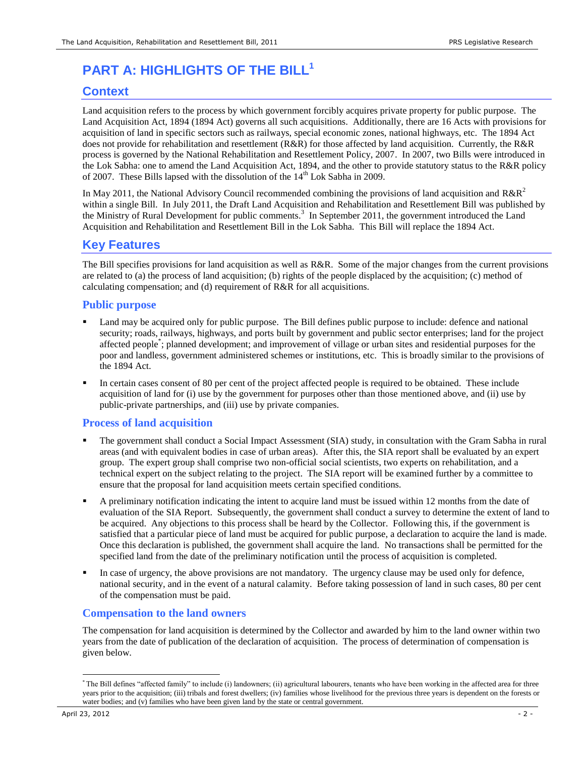# PART A: HIGHLIGHTS OF THE BILL[1]

## Context

Land acquisition refers to the process by which government forcibly acquires private property for public purpose. The Land Acquisition Act, 1894 (1894 Act) governs all such acquisitions. Additionally, there are 16 Acts with provisions for acquisition of land in specific sectors such as railways, special economic zones, national highways, etc. The 1894 Act does not provide for rehabilitation and resettlement (R&R) for those affected by land acquisition. Currently, the R&R process is governed by the National Rehabilitation and Resettlement Policy, 2007. In 2007, two Bills were introduced in the Lok Sabha: one to amend the Land Acquisition Act, 1894, and the other to provide statutory status to the R&R policy of 2007. These Bills lapsed with the dissolution of the 14th Lok Sabha in 2009.

In May 2011, the National Advisory Council recommended combining the provisions of land acquisition and R&R[2] within a single Bill. In July 2011, the Draft Land Acquisition and Rehabilitation and Resettlement Bill was published by the Ministry of Rural Development for public comments.[3] In September 2011, the government introduced the Land Acquisition and Rehabilitation and Resettlement Bill in the Lok Sabha. This Bill will replace the 1894 Act.

## Key Features

The Bill specifies provisions for land acquisition as well as R&R. Some of the major changes from the current provisions are related to (a) the process of land acquisition; (b) rights of the people displaced by the acquisition; (c) method of calculating compensation; and (d) requirement of R&R for all acquisitions.

### Public purpose

- Land may be acquired only for public purpose. The Bill defines public purpose to include: defence and national security; roads, railways, highways, and ports built by government and public sector enterprises; land for the project affected people[*]; planned development; and improvement of village or urban sites and residential purposes for the poor and landless, government administered schemes or institutions, etc. This is broadly similar to the provisions of the 1894 Act.
- In certain cases consent of 80 per cent of the project affected people is required to be obtained. These include acquisition of land for (i) use by the government for purposes other than those mentioned above, and (ii) use by public-private partnerships, and (iii) use by private companies.

### Process of land acquisition

- The government shall conduct a Social Impact Assessment (SIA) study, in consultation with the Gram Sabha in rural areas (and with equivalent bodies in case of urban areas). After this, the SIA report shall be evaluated by an expert group. The expert group shall comprise two non-official social scientists, two experts on rehabilitation, and a technical expert on the subject relating to the project. The SIA report will be examined further by a committee to ensure that the proposal for land acquisition meets certain specified conditions.
- A preliminary notification indicating the intent to acquire land must be issued within 12 months from the date of evaluation of the SIA Report. Subsequently, the government shall conduct a survey to determine the extent of land to be acquired. Any objections to this process shall be heard by the Collector. Following this, if the government is satisfied that a particular piece of land must be acquired for public purpose, a declaration to acquire the land is made. Once this declaration is published, the government shall acquire the land. No transactions shall be permitted for the specified land from the date of the preliminary notification until the process of acquisition is completed.
- In case of urgency, the above provisions are not mandatory. The urgency clause may be used only for defence, national security, and in the event of a natural calamity. Before taking possession of land in such cases, 80 per cent of the compensation must be paid.

### Compensation to the land owners

The compensation for land acquisition is determined by the Collector and awarded by him to the land owner within two years from the date of publication of the declaration of acquisition. The process of determination of compensation is given below.

---

[*] The Bill defines "affected family" to include (i) landowners; (ii) agricultural labourers, tenants who have been working in the affected area for three years prior to the acquisition; (iii) tribals and forest dwellers; (iv) families whose livelihood for the previous three years is dependent on the forests or water bodies; and (v) families who have been given land by the state or central government.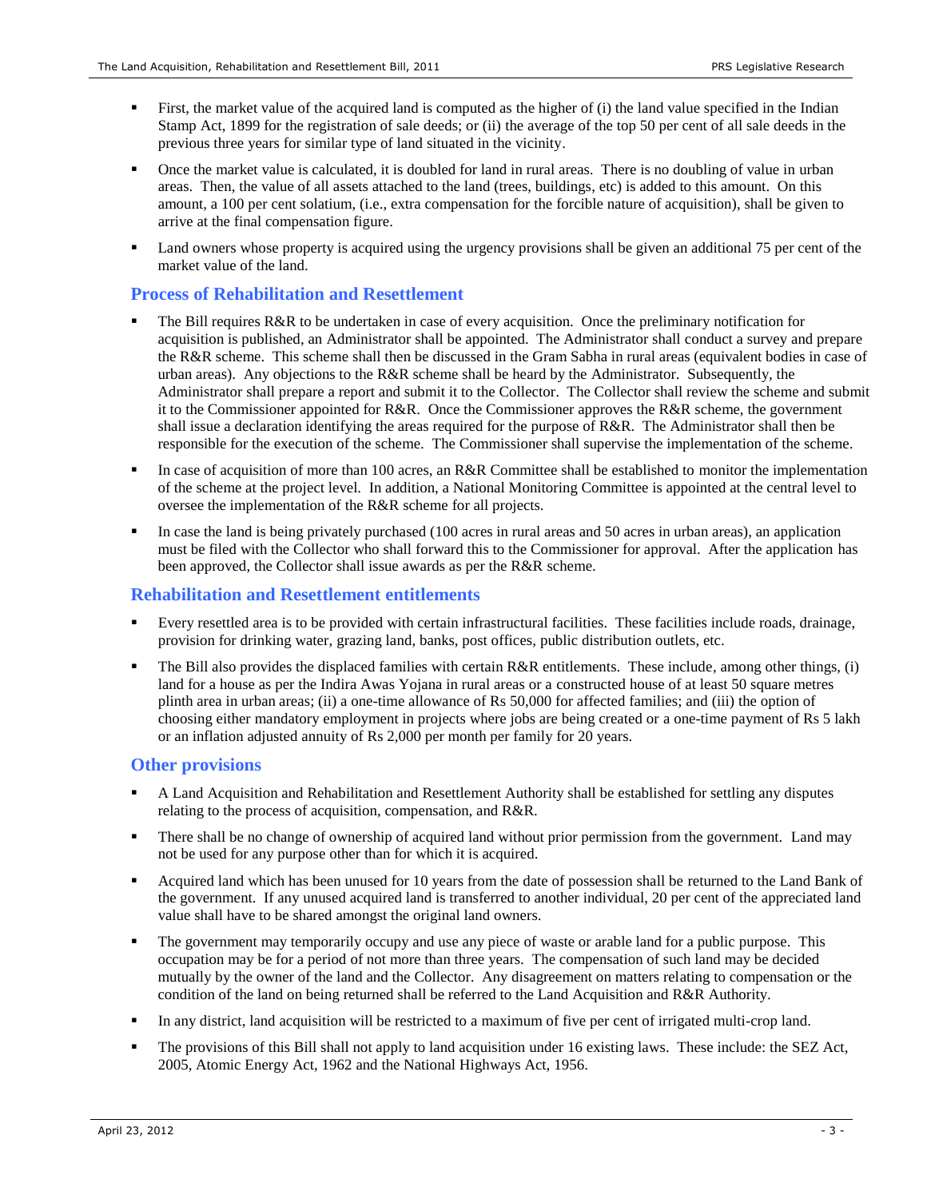- First, the market value of the acquired land is computed as the higher of (i) the land value specified in the Indian Stamp Act, 1899 for the registration of sale deeds; or (ii) the average of the top 50 per cent of all sale deeds in the previous three years for similar type of land situated in the vicinity.
- Once the market value is calculated, it is doubled for land in rural areas. There is no doubling of value in urban areas. Then, the value of all assets attached to the land (trees, buildings, etc) is added to this amount. On this amount, a 100 per cent solatium, (i.e., extra compensation for the forcible nature of acquisition), shall be given to arrive at the final compensation figure.
- Land owners whose property is acquired using the urgency provisions shall be given an additional 75 per cent of the market value of the land.

## Process of Rehabilitation and Resettlement

- The Bill requires R&R to be undertaken in case of every acquisition. Once the preliminary notification for acquisition is published, an Administrator shall be appointed. The Administrator shall conduct a survey and prepare the R&R scheme. This scheme shall then be discussed in the Gram Sabha in rural areas (equivalent bodies in case of urban areas). Any objections to the R&R scheme shall be heard by the Administrator. Subsequently, the Administrator shall prepare a report and submit it to the Collector. The Collector shall review the scheme and submit it to the Commissioner appointed for R&R. Once the Commissioner approves the R&R scheme, the government shall issue a declaration identifying the areas required for the purpose of R&R. The Administrator shall then be responsible for the execution of the scheme. The Commissioner shall supervise the implementation of the scheme.
- In case of acquisition of more than 100 acres, an R&R Committee shall be established to monitor the implementation of the scheme at the project level. In addition, a National Monitoring Committee is appointed at the central level to oversee the implementation of the R&R scheme for all projects.
- In case the land is being privately purchased (100 acres in rural areas and 50 acres in urban areas), an application must be filed with the Collector who shall forward this to the Commissioner for approval. After the application has been approved, the Collector shall issue awards as per the R&R scheme.

## Rehabilitation and Resettlement entitlements

- Every resettled area is to be provided with certain infrastructural facilities. These facilities include roads, drainage, provision for drinking water, grazing land, banks, post offices, public distribution outlets, etc.
- The Bill also provides the displaced families with certain R&R entitlements. These include, among other things, (i) land for a house as per the Indira Awas Yojana in rural areas or a constructed house of at least 50 square metres plinth area in urban areas; (ii) a one-time allowance of Rs 50,000 for affected families; and (iii) the option of choosing either mandatory employment in projects where jobs are being created or a one-time payment of Rs 5 lakh or an inflation adjusted annuity of Rs 2,000 per month per family for 20 years.

## Other provisions

- A Land Acquisition and Rehabilitation and Resettlement Authority shall be established for settling any disputes relating to the process of acquisition, compensation, and R&R.
- There shall be no change of ownership of acquired land without prior permission from the government. Land may not be used for any purpose other than for which it is acquired.
- Acquired land which has been unused for 10 years from the date of possession shall be returned to the Land Bank of the government. If any unused acquired land is transferred to another individual, 20 per cent of the appreciated land value shall have to be shared amongst the original land owners.
- The government may temporarily occupy and use any piece of waste or arable land for a public purpose. This occupation may be for a period of not more than three years. The compensation of such land may be decided mutually by the owner of the land and the Collector. Any disagreement on matters relating to compensation or the condition of the land on being returned shall be referred to the Land Acquisition and R&R Authority.
- In any district, land acquisition will be restricted to a maximum of five per cent of irrigated multi-crop land.
- The provisions of this Bill shall not apply to land acquisition under 16 existing laws. These include: the SEZ Act, 2005, Atomic Energy Act, 1962 and the National Highways Act, 1956.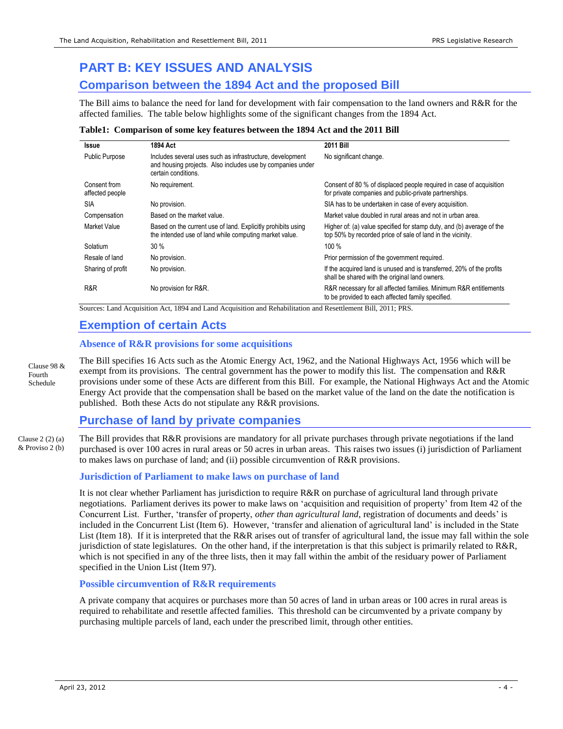# PART B: KEY ISSUES AND ANALYSIS

## Comparison between the 1894 Act and the proposed Bill

The Bill aims to balance the need for land for development with fair compensation to the land owners and R&R for the affected families. The table below highlights some of the significant changes from the 1894 Act.

**Table1: Comparison of some key features between the 1894 Act and the 2011 Bill**

| Issue | 1894 Act | 2011 Bill |
|---|---|---|
| Public Purpose | Includes several uses such as infrastructure, development and housing projects. Also includes use by companies under certain conditions. | No significant change. |
| Consent from affected people | No requirement. | Consent of 80 % of displaced people required in case of acquisition for private companies and public-private partnerships. |
| SIA | No provision. | SIA has to be undertaken in case of every acquisition. |
| Compensation | Based on the market value. | Market value doubled in rural areas and not in urban area. |
| Market Value | Based on the current use of land. Explicitly prohibits using the intended use of land while computing market value. | Higher of: (a) value specified for stamp duty, and (b) average of the top 50% by recorded price of sale of land in the vicinity. |
| Solatium | 30 % | 100 % |
| Resale of land | No provision. | Prior permission of the government required. |
| Sharing of profit | No provision. | If the acquired land is unused and is transferred, 20% of the profits shall be shared with the original land owners. |
| R&R | No provision for R&R. | R&R necessary for all affected families. Minimum R&R entitlements to be provided to each affected family specified. |

Sources: Land Acquisition Act, 1894 and Land Acquisition and Rehabilitation and Resettlement Bill, 2011; PRS.

## Exemption of certain Acts

### Absence of R&R provisions for some acquisitions

Clause 98 & Fourth Schedule

The Bill specifies 16 Acts such as the Atomic Energy Act, 1962, and the National Highways Act, 1956 which will be exempt from its provisions. The central government has the power to modify this list. The compensation and R&R provisions under some of these Acts are different from this Bill. For example, the National Highways Act and the Atomic Energy Act provide that the compensation shall be based on the market value of the land on the date the notification is published. Both these Acts do not stipulate any R&R provisions.

## Purchase of land by private companies

Clause 2 (2) (a) & Proviso 2 (b)

The Bill provides that R&R provisions are mandatory for all private purchases through private negotiations if the land purchased is over 100 acres in rural areas or 50 acres in urban areas. This raises two issues (i) jurisdiction of Parliament to makes laws on purchase of land; and (ii) possible circumvention of R&R provisions.

### Jurisdiction of Parliament to make laws on purchase of land

It is not clear whether Parliament has jurisdiction to require R&R on purchase of agricultural land through private negotiations. Parliament derives its power to make laws on 'acquisition and requisition of property' from Item 42 of the Concurrent List. Further, 'transfer of property, *other than agricultural land*, registration of documents and deeds' is included in the Concurrent List (Item 6). However, 'transfer and alienation of agricultural land' is included in the State List (Item 18). If it is interpreted that the R&R arises out of transfer of agricultural land, the issue may fall within the sole jurisdiction of state legislatures. On the other hand, if the interpretation is that this subject is primarily related to R&R, which is not specified in any of the three lists, then it may fall within the ambit of the residuary power of Parliament specified in the Union List (Item 97).

### Possible circumvention of R&R requirements

A private company that acquires or purchases more than 50 acres of land in urban areas or 100 acres in rural areas is required to rehabilitate and resettle affected families. This threshold can be circumvented by a private company by purchasing multiple parcels of land, each under the prescribed limit, through other entities.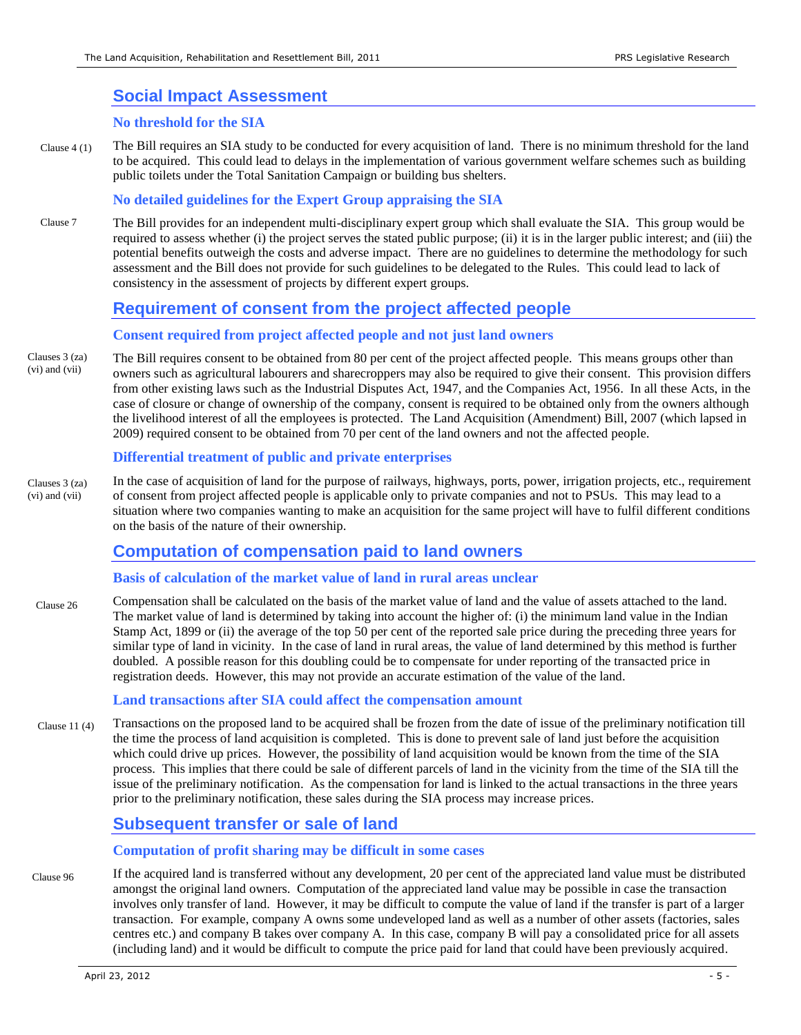## Social Impact Assessment

### No threshold for the SIA

Clause 4 (1)

The Bill requires an SIA study to be conducted for every acquisition of land. There is no minimum threshold for the land to be acquired. This could lead to delays in the implementation of various government welfare schemes such as building public toilets under the Total Sanitation Campaign or building bus shelters.

### No detailed guidelines for the Expert Group appraising the SIA

Clause 7

The Bill provides for an independent multi-disciplinary expert group which shall evaluate the SIA. This group would be required to assess whether (i) the project serves the stated public purpose; (ii) it is in the larger public interest; and (iii) the potential benefits outweigh the costs and adverse impact. There are no guidelines to determine the methodology for such assessment and the Bill does not provide for such guidelines to be delegated to the Rules. This could lead to lack of consistency in the assessment of projects by different expert groups.

## Requirement of consent from the project affected people

### Consent required from project affected people and not just land owners

Clauses 3 (za) (vi) and (vii)

The Bill requires consent to be obtained from 80 per cent of the project affected people. This means groups other than owners such as agricultural labourers and sharecroppers may also be required to give their consent. This provision differs from other existing laws such as the Industrial Disputes Act, 1947, and the Companies Act, 1956. In all these Acts, in the case of closure or change of ownership of the company, consent is required to be obtained only from the owners although the livelihood interest of all the employees is protected. The Land Acquisition (Amendment) Bill, 2007 (which lapsed in 2009) required consent to be obtained from 70 per cent of the land owners and not the affected people.

### Differential treatment of public and private enterprises

Clauses 3 (za) (vi) and (vii)

In the case of acquisition of land for the purpose of railways, highways, ports, power, irrigation projects, etc., requirement of consent from project affected people is applicable only to private companies and not to PSUs. This may lead to a situation where two companies wanting to make an acquisition for the same project will have to fulfil different conditions on the basis of the nature of their ownership.

## Computation of compensation paid to land owners

### Basis of calculation of the market value of land in rural areas unclear

Clause 26

Compensation shall be calculated on the basis of the market value of land and the value of assets attached to the land. The market value of land is determined by taking into account the higher of: (i) the minimum land value in the Indian Stamp Act, 1899 or (ii) the average of the top 50 per cent of the reported sale price during the preceding three years for similar type of land in vicinity. In the case of land in rural areas, the value of land determined by this method is further doubled. A possible reason for this doubling could be to compensate for under reporting of the transacted price in registration deeds. However, this may not provide an accurate estimation of the value of the land.

### Land transactions after SIA could affect the compensation amount

Clause 11 (4)

Transactions on the proposed land to be acquired shall be frozen from the date of issue of the preliminary notification till the time the process of land acquisition is completed. This is done to prevent sale of land just before the acquisition which could drive up prices. However, the possibility of land acquisition would be known from the time of the SIA process. This implies that there could be sale of different parcels of land in the vicinity from the time of the SIA till the issue of the preliminary notification. As the compensation for land is linked to the actual transactions in the three years prior to the preliminary notification, these sales during the SIA process may increase prices.

## Subsequent transfer or sale of land

### Computation of profit sharing may be difficult in some cases

Clause 96

If the acquired land is transferred without any development, 20 per cent of the appreciated land value must be distributed amongst the original land owners. Computation of the appreciated land value may be possible in case the transaction involves only transfer of land. However, it may be difficult to compute the value of land if the transfer is part of a larger transaction. For example, company A owns some undeveloped land as well as a number of other assets (factories, sales centres etc.) and company B takes over company A. In this case, company B will pay a consolidated price for all assets (including land) and it would be difficult to compute the price paid for land that could have been previously acquired.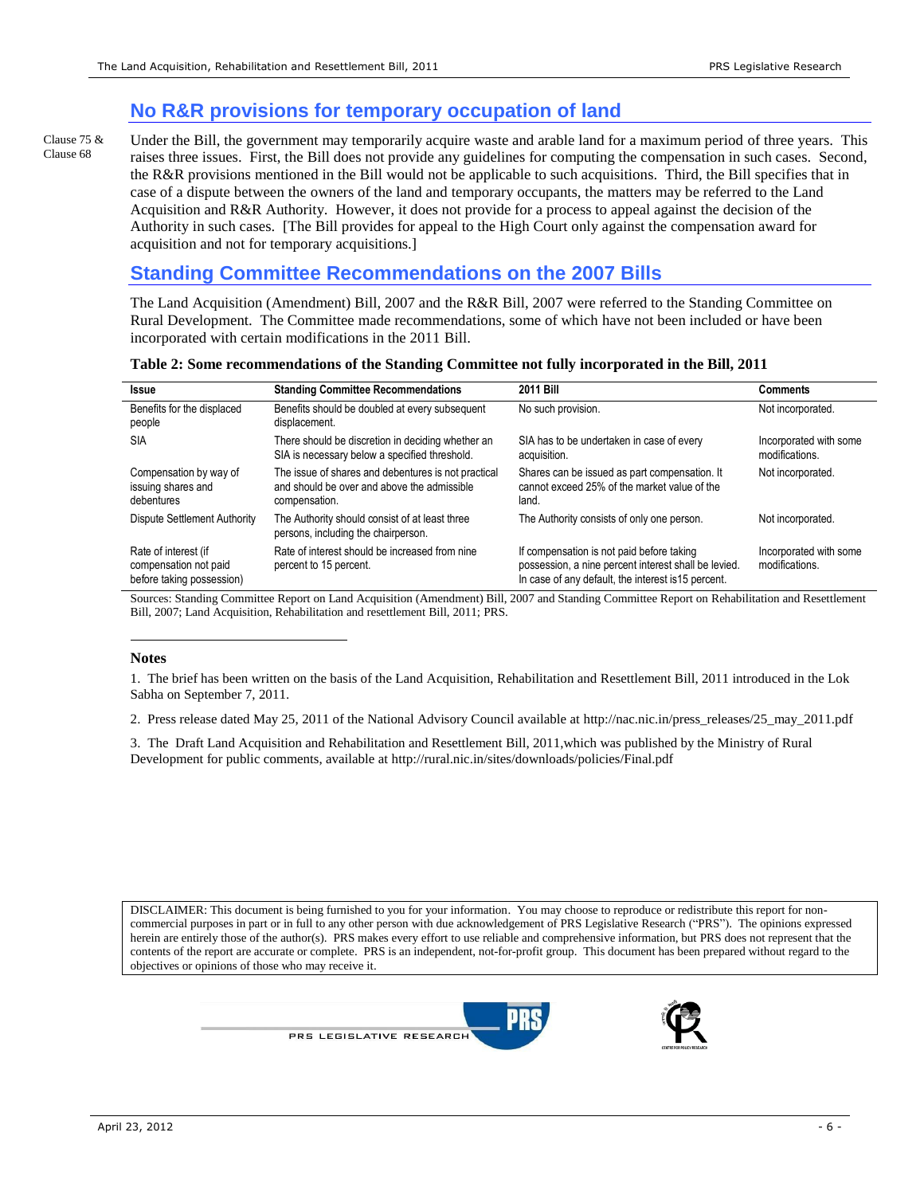## No R&R provisions for temporary occupation of land

Clause 75 & Clause 68

Under the Bill, the government may temporarily acquire waste and arable land for a maximum period of three years. This raises three issues. First, the Bill does not provide any guidelines for computing the compensation in such cases. Second, the R&R provisions mentioned in the Bill would not be applicable to such acquisitions. Third, the Bill specifies that in case of a dispute between the owners of the land and temporary occupants, the matters may be referred to the Land Acquisition and R&R Authority. However, it does not provide for a process to appeal against the decision of the Authority in such cases. [The Bill provides for appeal to the High Court only against the compensation award for acquisition and not for temporary acquisitions.]

## Standing Committee Recommendations on the 2007 Bills

The Land Acquisition (Amendment) Bill, 2007 and the R&R Bill, 2007 were referred to the Standing Committee on Rural Development. The Committee made recommendations, some of which have not been included or have been incorporated with certain modifications in the 2011 Bill.

**Table 2: Some recommendations of the Standing Committee not fully incorporated in the Bill, 2011**

| Issue | Standing Committee Recommendations | 2011 Bill | Comments |
|---|---|---|---|
| Benefits for the displaced people | Benefits should be doubled at every subsequent displacement. | No such provision. | Not incorporated. |
| SIA | There should be discretion in deciding whether an SIA is necessary below a specified threshold. | SIA has to be undertaken in case of every acquisition. | Incorporated with some modifications. |
| Compensation by way of issuing shares and debentures | The issue of shares and debentures is not practical and should be over and above the admissible compensation. | Shares can be issued as part compensation. It cannot exceed 25% of the market value of the land. | Not incorporated. |
| Dispute Settlement Authority | The Authority should consist of at least three persons, including the chairperson. | The Authority consists of only one person. | Not incorporated. |
| Rate of interest (if compensation not paid before taking possession) | Rate of interest should be increased from nine percent to 15 percent. | If compensation is not paid before taking possession, a nine percent interest shall be levied. In case of any default, the interest is15 percent. | Incorporated with some modifications. |

Sources: Standing Committee Report on Land Acquisition (Amendment) Bill, 2007 and Standing Committee Report on Rehabilitation and Resettlement Bill, 2007; Land Acquisition, Rehabilitation and resettlement Bill, 2011; PRS.

### Notes

1. The brief has been written on the basis of the Land Acquisition, Rehabilitation and Resettlement Bill, 2011 introduced in the Lok Sabha on September 7, 2011.

2. Press release dated May 25, 2011 of the National Advisory Council available at http://nac.nic.in/press_releases/25_may_2011.pdf

3. The Draft Land Acquisition and Rehabilitation and Resettlement Bill, 2011,which was published by the Ministry of Rural Development for public comments, available at http://rural.nic.in/sites/downloads/policies/Final.pdf

DISCLAIMER: This document is being furnished to you for your information. You may choose to reproduce or redistribute this report for non-commercial purposes in part or in full to any other person with due acknowledgement of PRS Legislative Research ("PRS"). The opinions expressed herein are entirely those of the author(s). PRS makes every effort to use reliable and comprehensive information, but PRS does not represent that the contents of the report are accurate or complete. PRS is an independent, not-for-profit group. This document has been prepared without regard to the objectives or opinions of those who may receive it.